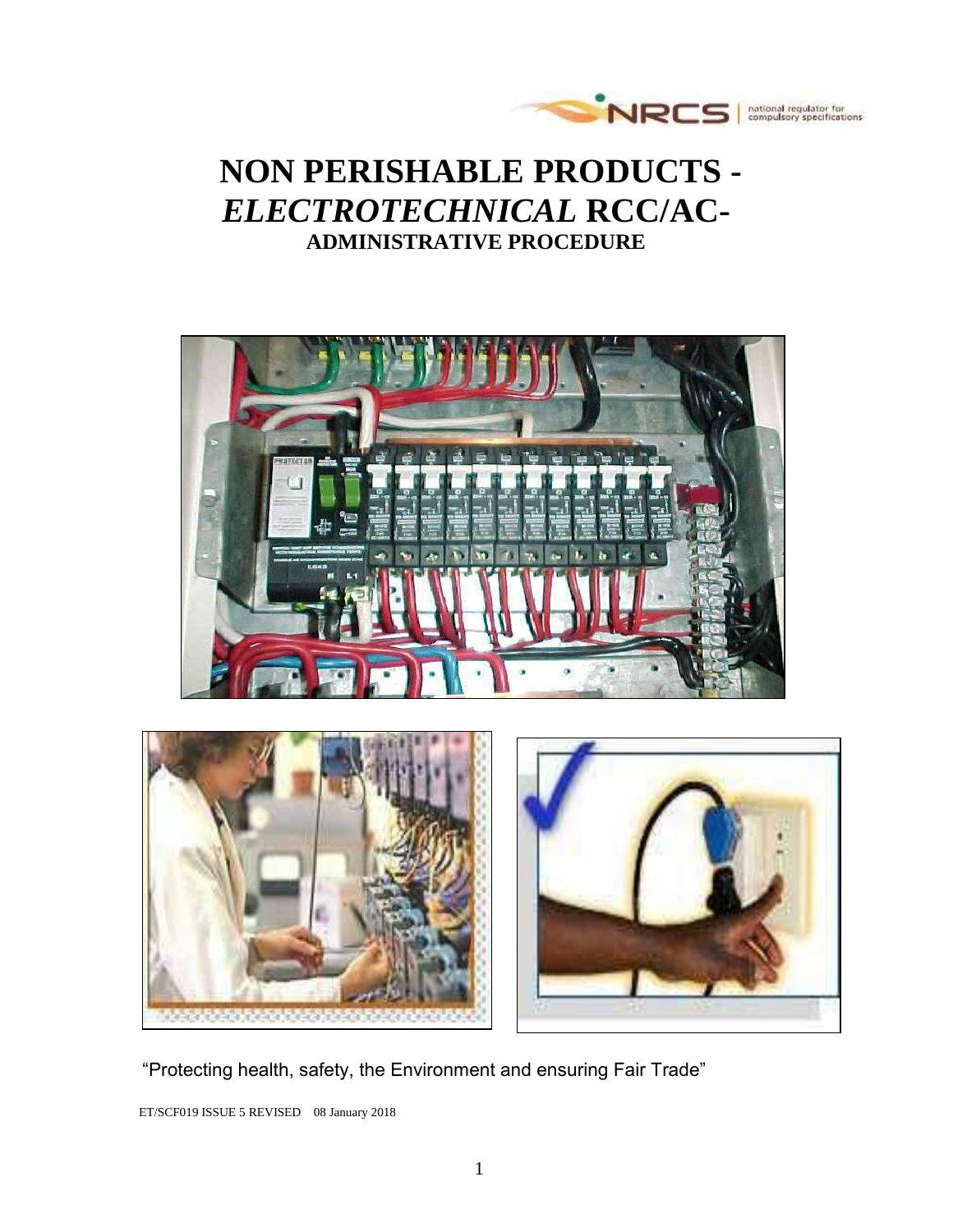# NON PERISHABLE PRODUCTS - *ELECTROTECHNICAL* RCC/AC-

## ADMINISTRATIVE PROCEDURE

"Protecting health, safety, the Environment and ensuring Fair Trade"

ET/SCF019 ISSUE 5 REVISED 08 January 2018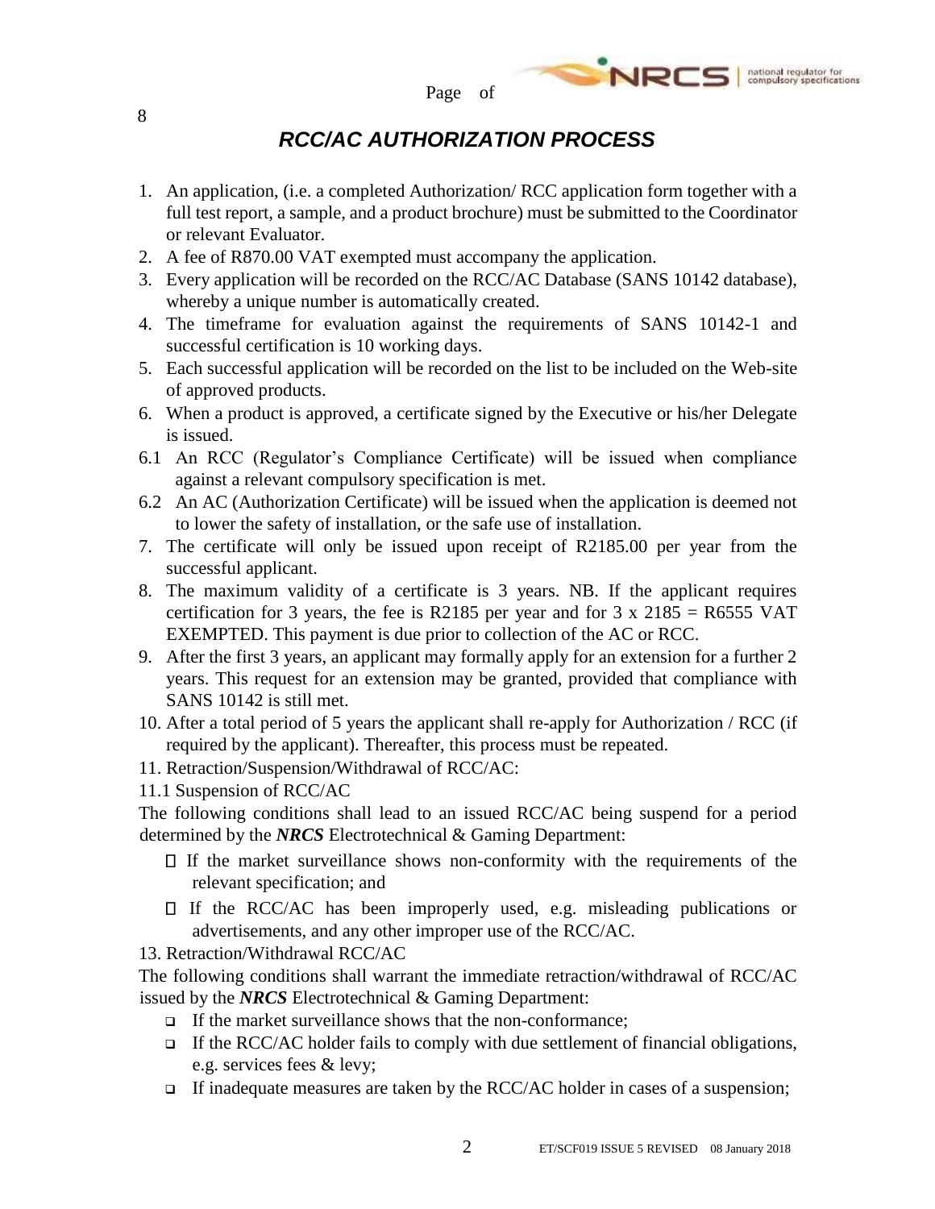# *RCC/AC AUTHORIZATION PROCESS*

1. An application, (i.e. a completed Authorization/ RCC application form together with a full test report, a sample, and a product brochure) must be submitted to the Coordinator or relevant Evaluator.
2. A fee of R870.00 VAT exempted must accompany the application.
3. Every application will be recorded on the RCC/AC Database (SANS 10142 database), whereby a unique number is automatically created.
4. The timeframe for evaluation against the requirements of SANS 10142-1 and successful certification is 10 working days.
5. Each successful application will be recorded on the list to be included on the Web-site of approved products.
6. When a product is approved, a certificate signed by the Executive or his/her Delegate is issued.

6.1 An RCC (Regulator's Compliance Certificate) will be issued when compliance against a relevant compulsory specification is met.

6.2 An AC (Authorization Certificate) will be issued when the application is deemed not to lower the safety of installation, or the safe use of installation.

7. The certificate will only be issued upon receipt of R2185.00 per year from the successful applicant.
8. The maximum validity of a certificate is 3 years. NB. If the applicant requires certification for 3 years, the fee is R2185 per year and for 3 x 2185 = R6555 VAT EXEMPTED. This payment is due prior to collection of the AC or RCC.
9. After the first 3 years, an applicant may formally apply for an extension for a further 2 years. This request for an extension may be granted, provided that compliance with SANS 10142 is still met.
10. After a total period of 5 years the applicant shall re-apply for Authorization / RCC (if required by the applicant). Thereafter, this process must be repeated.
11. Retraction/Suspension/Withdrawal of RCC/AC:

11.1 Suspension of RCC/AC

The following conditions shall lead to an issued RCC/AC being suspend for a period determined by the ***NRCS*** Electrotechnical & Gaming Department:

- If the market surveillance shows non-conformity with the requirements of the relevant specification; and
- If the RCC/AC has been improperly used, e.g. misleading publications or advertisements, and any other improper use of the RCC/AC.

13. Retraction/Withdrawal RCC/AC

The following conditions shall warrant the immediate retraction/withdrawal of RCC/AC issued by the ***NRCS*** Electrotechnical & Gaming Department:

- If the market surveillance shows that the non-conformance;
- If the RCC/AC holder fails to comply with due settlement of financial obligations, e.g. services fees & levy;
- If inadequate measures are taken by the RCC/AC holder in cases of a suspension;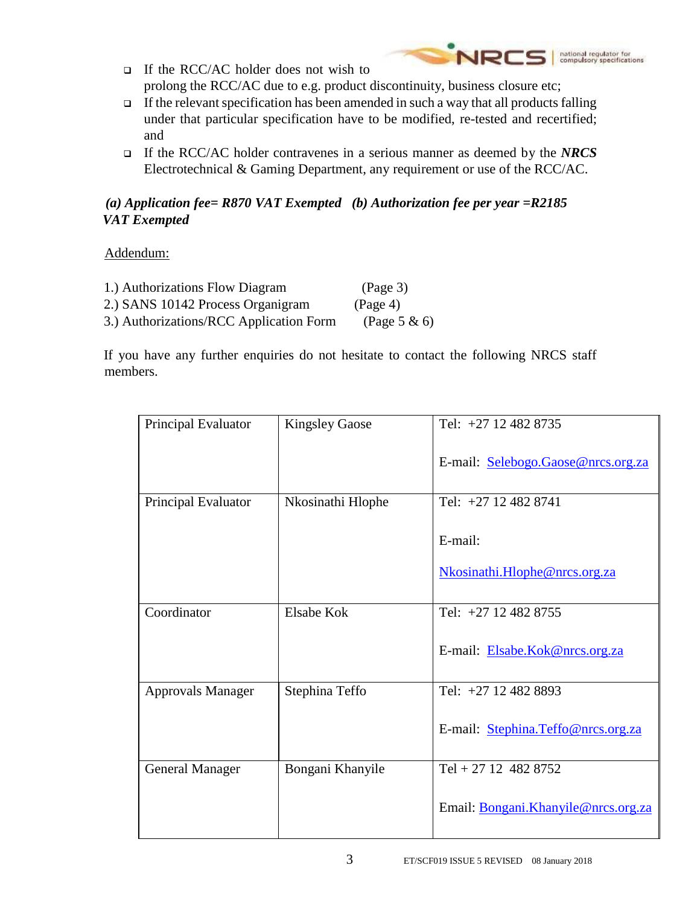- If the RCC/AC holder does not wish to prolong the RCC/AC due to e.g. product discontinuity, business closure etc;
- If the relevant specification has been amended in such a way that all products falling under that particular specification have to be modified, re-tested and recertified; and
- If the RCC/AC holder contravenes in a serious manner as deemed by the ***NRCS*** Electrotechnical & Gaming Department, any requirement or use of the RCC/AC.

***(a) Application fee= R870 VAT Exempted (b) Authorization fee per year =R2185 VAT Exempted***

Addendum:

1.) Authorizations Flow Diagram (Page 3)
2.) SANS 10142 Process Organigram (Page 4)
3.) Authorizations/RCC Application Form (Page 5 & 6)

If you have any further enquiries do not hesitate to contact the following NRCS staff members.

| | | |
|---|---|---|
| Principal Evaluator | Kingsley Gaose | Tel: +27 12 482 8735<br><br>E-mail: Selebogo.Gaose@nrcs.org.za |
| Principal Evaluator | Nkosinathi Hlophe | Tel: +27 12 482 8741<br><br>E-mail:<br><br>Nkosinathi.Hlophe@nrcs.org.za |
| Coordinator | Elsabe Kok | Tel: +27 12 482 8755<br><br>E-mail: Elsabe.Kok@nrcs.org.za |
| Approvals Manager | Stephina Teffo | Tel: +27 12 482 8893<br><br>E-mail: Stephina.Teffo@nrcs.org.za |
| General Manager | Bongani Khanyile | Tel + 27 12 482 8752<br><br>Email: Bongani.Khanyile@nrcs.org.za |

ET/SCF019 ISSUE 5 REVISED 08 January 2018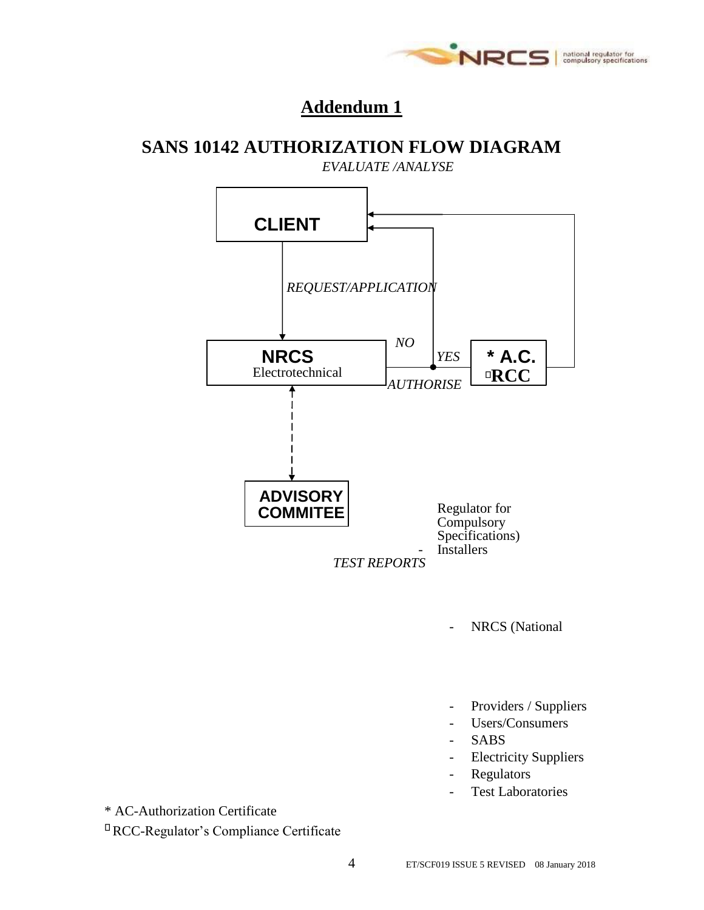# Addendum 1

## SANS 10142 AUTHORIZATION FLOW DIAGRAM

*EVALUATE /ANALYSE*

**CLIENT**

*REQUEST/APPLICATION*

*NO*

**NRCS**
Electrotechnical

*YES*

*AUTHORISE*

**\* A.C.**
**□RCC**

**ADVISORY COMMITEE**

*TEST REPORTS*

- Installers
- NRCS (National Regulator for Compulsory Specifications)
- Providers / Suppliers
- Users/Consumers
- SABS
- Electricity Suppliers
- Regulators
- Test Laboratories

\* AC-Authorization Certificate

□ RCC-Regulator's Compliance Certificate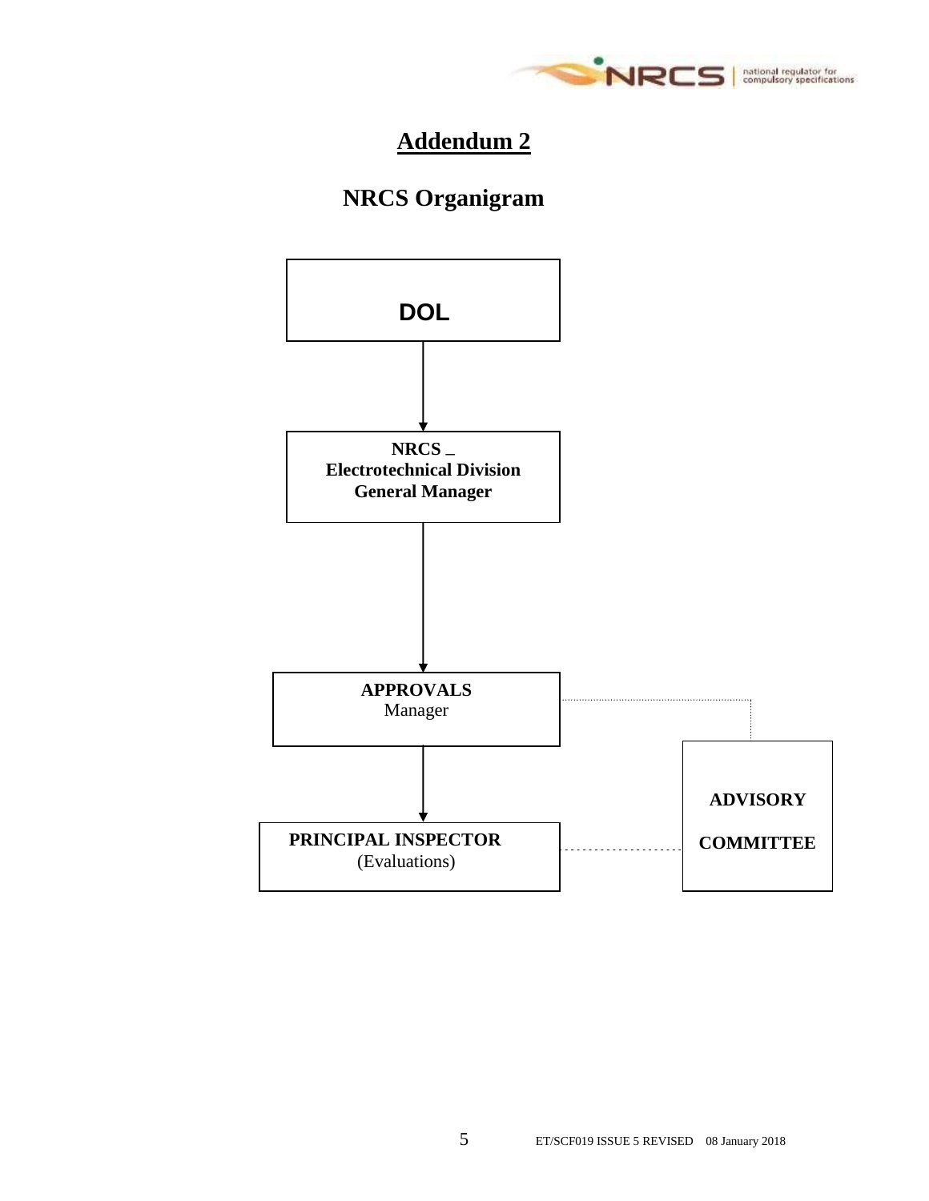# Addendum 2

## NRCS Organigram

**DOL**

↓

**NRCS _**
**Electrotechnical Division**
**General Manager**

↓

**APPROVALS**
Manager

↓

**PRINCIPAL INSPECTOR**
(Evaluations)

**ADVISORY**

**COMMITTEE**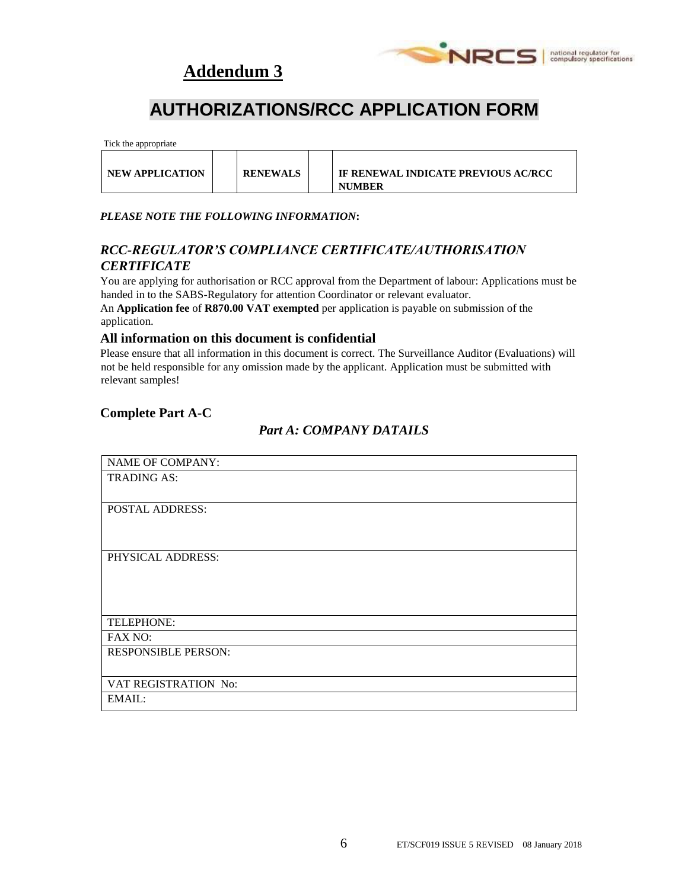## Addendum 3

# AUTHORIZATIONS/RCC APPLICATION FORM

Tick the appropriate

| NEW APPLICATION | | RENEWALS | | IF RENEWAL INDICATE PREVIOUS AC/RCC NUMBER |
|---|---|---|---|---|

***PLEASE NOTE THE FOLLOWING INFORMATION*:**

### *RCC-REGULATOR'S COMPLIANCE CERTIFICATE/AUTHORISATION CERTIFICATE*

You are applying for authorisation or RCC approval from the Department of labour: Applications must be handed in to the SABS-Regulatory for attention Coordinator or relevant evaluator.
An **Application fee** of **R870.00 VAT exempted** per application is payable on submission of the application.

### All information on this document is confidential

Please ensure that all information in this document is correct. The Surveillance Auditor (Evaluations) will not be held responsible for any omission made by the applicant. Application must be submitted with relevant samples!

### Complete Part A-C

### *Part A: COMPANY DATAILS*

| NAME OF COMPANY: |
|---|
| TRADING AS: |
| POSTAL ADDRESS: |
| PHYSICAL ADDRESS: |
| TELEPHONE: |
| FAX NO: |
| RESPONSIBLE PERSON: |
| VAT REGISTRATION No: |
| EMAIL: |

ET/SCF019 ISSUE 5 REVISED 08 January 2018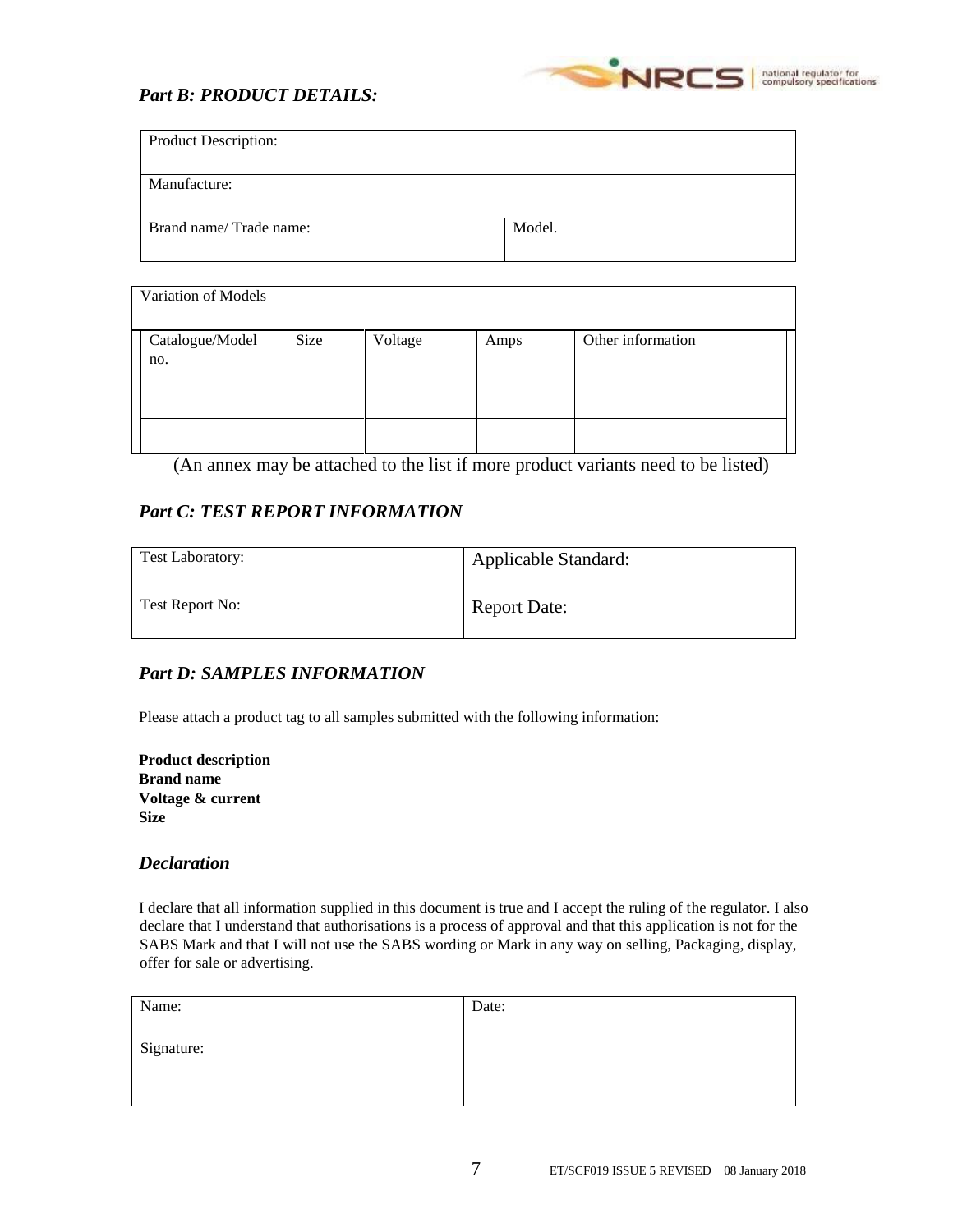## *Part B: PRODUCT DETAILS:*

| Product Description: | |
|---|---|
| Manufacture: | |
| Brand name/ Trade name: | Model. |

| Variation of Models | | | | |
|---|---|---|---|---|
| Catalogue/Model no. | Size | Voltage | Amps | Other information |
| | | | | |
| | | | | |

(An annex may be attached to the list if more product variants need to be listed)

## *Part C: TEST REPORT INFORMATION*

| Test Laboratory: | Applicable Standard: |
|---|---|
| Test Report No: | Report Date: |

## *Part D: SAMPLES INFORMATION*

Please attach a product tag to all samples submitted with the following information:

**Product description**
**Brand name**
**Voltage & current**
**Size**

## *Declaration*

I declare that all information supplied in this document is true and I accept the ruling of the regulator. I also declare that I understand that authorisations is a process of approval and that this application is not for the SABS Mark and that I will not use the SABS wording or Mark in any way on selling, Packaging, display, offer for sale or advertising.

| Name: | Date: |
|---|---|
| Signature: | |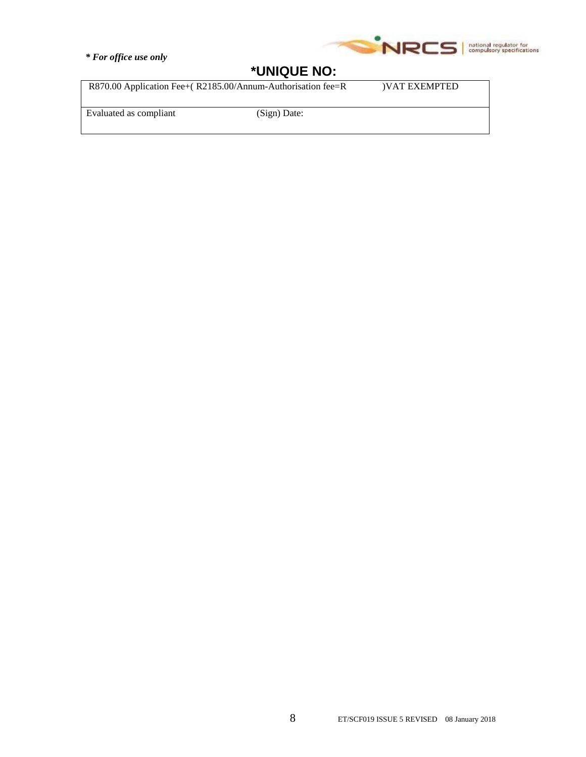*\* For office use only*

## *UNIQUE NO:

| | |
|---|---|
| R870.00 Application Fee+( R2185.00/Annum-Authorisation fee=R )VAT EXEMPTED | |
| Evaluated as compliant | (Sign) Date: |